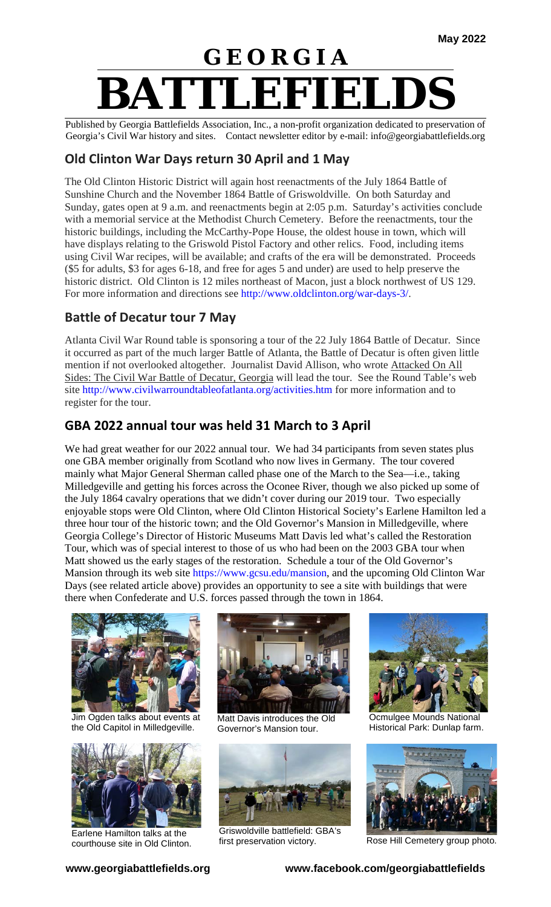May 2022

# GEORGIA BATTLEFIELDS

Published by Georgia Battlefields Association, Inc., a non-profit organization dedicated to preservation of Georgia's Civil War history and sites. Contact newsletter editor by e-mail: info@georgiabattlefields.org

## Old Clinton War Days return 30 April and 1 May

The Old Clinton Historic District will again host reenactments of the July 1864 Battle of Sunshine Church and the November 1864 Battle of Griswoldville. On both Saturday and Sunday, gates open at 9 a.m. and reenactments begin at 2:05 p.m. Saturday's activities conclude with a memorial service at the Methodist Church Cemetery. Before the reenactments, tour the historic buildings, including the McCarthy-Pope House, the oldest house in town, which will have displays relating to the Griswold Pistol Factory and other relics. Food, including items using Civil War recipes, will be available; and crafts of the era will be demonstrated. Proceeds ($5 for adults, $3 for ages 6-18, and free for ages 5 and under) are used to help preserve the historic district. Old Clinton is 12 miles northeast of Macon, just a block northwest of US 129. For more information and directions see http://www.oldclinton.org/war-days-3/.

## Battle of Decatur tour 7 May

Atlanta Civil War Round table is sponsoring a tour of the 22 July 1864 Battle of Decatur. Since it occurred as part of the much larger Battle of Atlanta, the Battle of Decatur is often given little mention if not overlooked altogether. Journalist David Allison, who wrote Attacked On All Sides: The Civil War Battle of Decatur, Georgia will lead the tour. See the Round Table's web site http://www.civilwarroundtableofatlanta.org/activities.htm for more information and to register for the tour.

## GBA 2022 annual tour was held 31 March to 3 April

We had great weather for our 2022 annual tour. We had 34 participants from seven states plus one GBA member originally from Scotland who now lives in Germany. The tour covered mainly what Major General Sherman called phase one of the March to the Sea—i.e., taking Milledgeville and getting his forces across the Oconee River, though we also picked up some of the July 1864 cavalry operations that we didn't cover during our 2019 tour. Two especially enjoyable stops were Old Clinton, where Old Clinton Historical Society's Earlene Hamilton led a three hour tour of the historic town; and the Old Governor's Mansion in Milledgeville, where Georgia College's Director of Historic Museums Matt Davis led what's called the Restoration Tour, which was of special interest to those of us who had been on the 2003 GBA tour when Matt showed us the early stages of the restoration. Schedule a tour of the Old Governor's Mansion through its web site https://www.gcsu.edu/mansion, and the upcoming Old Clinton War Days (see related article above) provides an opportunity to see a site with buildings that were there when Confederate and U.S. forces passed through the town in 1864.

Jim Ogden talks about events at the Old Capitol in Milledgeville.

Matt Davis introduces the Old Governor's Mansion tour.

Ocmulgee Mounds National Historical Park: Dunlap farm.

Earlene Hamilton talks at the courthouse site in Old Clinton.

Griswoldville battlefield: GBA's first preservation victory.

Rose Hill Cemetery group photo.

www.georgiabattlefields.org www.facebook.com/georgiabattlefields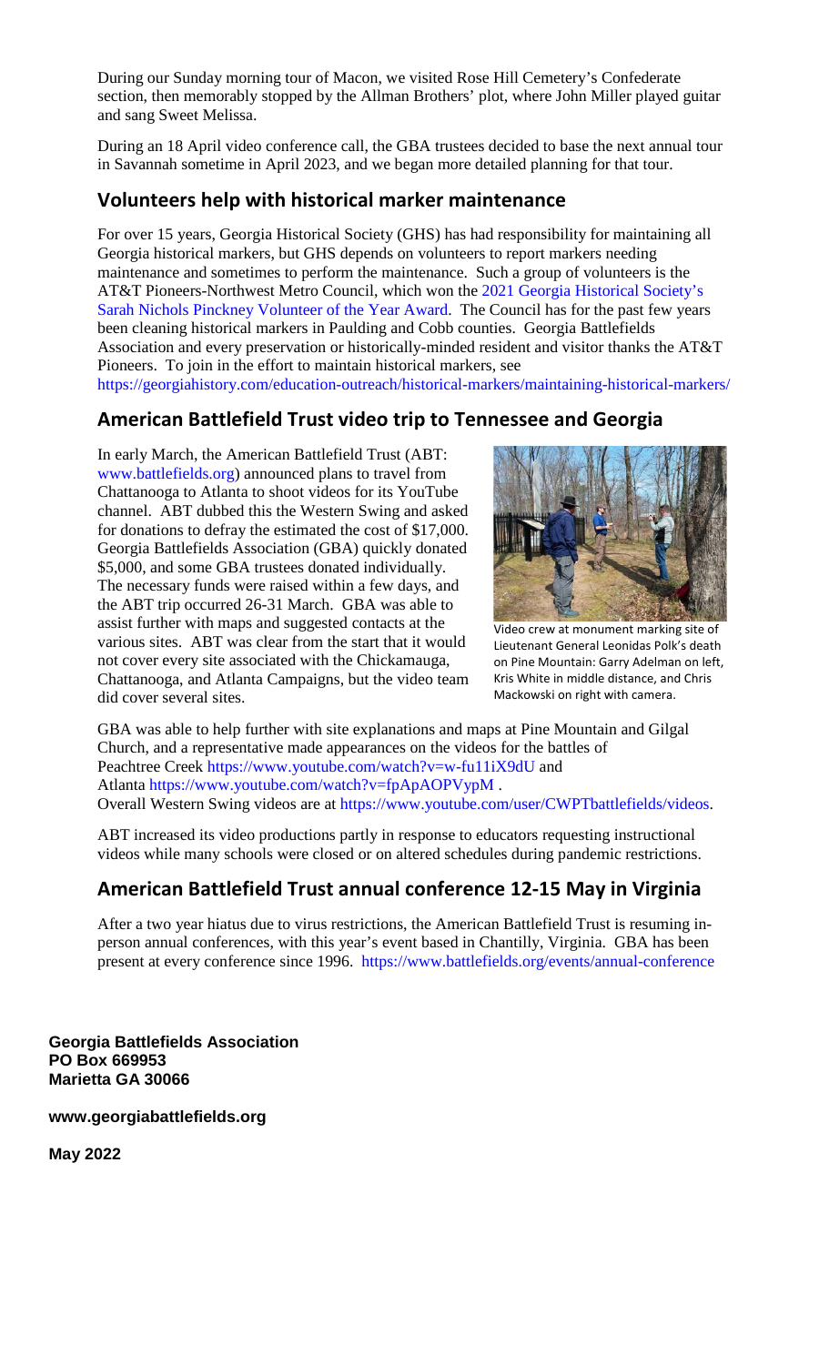During our Sunday morning tour of Macon, we visited Rose Hill Cemetery's Confederate section, then memorably stopped by the Allman Brothers' plot, where John Miller played guitar and sang Sweet Melissa.

During an 18 April video conference call, the GBA trustees decided to base the next annual tour in Savannah sometime in April 2023, and we began more detailed planning for that tour.

## Volunteers help with historical marker maintenance

For over 15 years, Georgia Historical Society (GHS) has had responsibility for maintaining all Georgia historical markers, but GHS depends on volunteers to report markers needing maintenance and sometimes to perform the maintenance. Such a group of volunteers is the AT&T Pioneers-Northwest Metro Council, which won the 2021 Georgia Historical Society's Sarah Nichols Pinckney Volunteer of the Year Award. The Council has for the past few years been cleaning historical markers in Paulding and Cobb counties. Georgia Battlefields Association and every preservation or historically-minded resident and visitor thanks the AT&T Pioneers. To join in the effort to maintain historical markers, see https://georgiahistory.com/education-outreach/historical-markers/maintaining-historical-markers/

## American Battlefield Trust video trip to Tennessee and Georgia

In early March, the American Battlefield Trust (ABT: www.battlefields.org) announced plans to travel from Chattanooga to Atlanta to shoot videos for its YouTube channel. ABT dubbed this the Western Swing and asked for donations to defray the estimated the cost of $17,000. Georgia Battlefields Association (GBA) quickly donated $5,000, and some GBA trustees donated individually. The necessary funds were raised within a few days, and the ABT trip occurred 26-31 March. GBA was able to assist further with maps and suggested contacts at the various sites. ABT was clear from the start that it would not cover every site associated with the Chickamauga, Chattanooga, and Atlanta Campaigns, but the video team did cover several sites.

Video crew at monument marking site of Lieutenant General Leonidas Polk's death on Pine Mountain: Garry Adelman on left, Kris White in middle distance, and Chris Mackowski on right with camera.

GBA was able to help further with site explanations and maps at Pine Mountain and Gilgal Church, and a representative made appearances on the videos for the battles of Peachtree Creek https://www.youtube.com/watch?v=w-fu11iX9dU and Atlanta https://www.youtube.com/watch?v=fpApAOPVypM .
Overall Western Swing videos are at https://www.youtube.com/user/CWPTbattlefields/videos.

ABT increased its video productions partly in response to educators requesting instructional videos while many schools were closed or on altered schedules during pandemic restrictions.

## American Battlefield Trust annual conference 12-15 May in Virginia

After a two year hiatus due to virus restrictions, the American Battlefield Trust is resuming in-person annual conferences, with this year's event based in Chantilly, Virginia. GBA has been present at every conference since 1996. https://www.battlefields.org/events/annual-conference

**Georgia Battlefields Association**
**PO Box 669953**
**Marietta GA 30066**

**www.georgiabattlefields.org**

**May 2022**